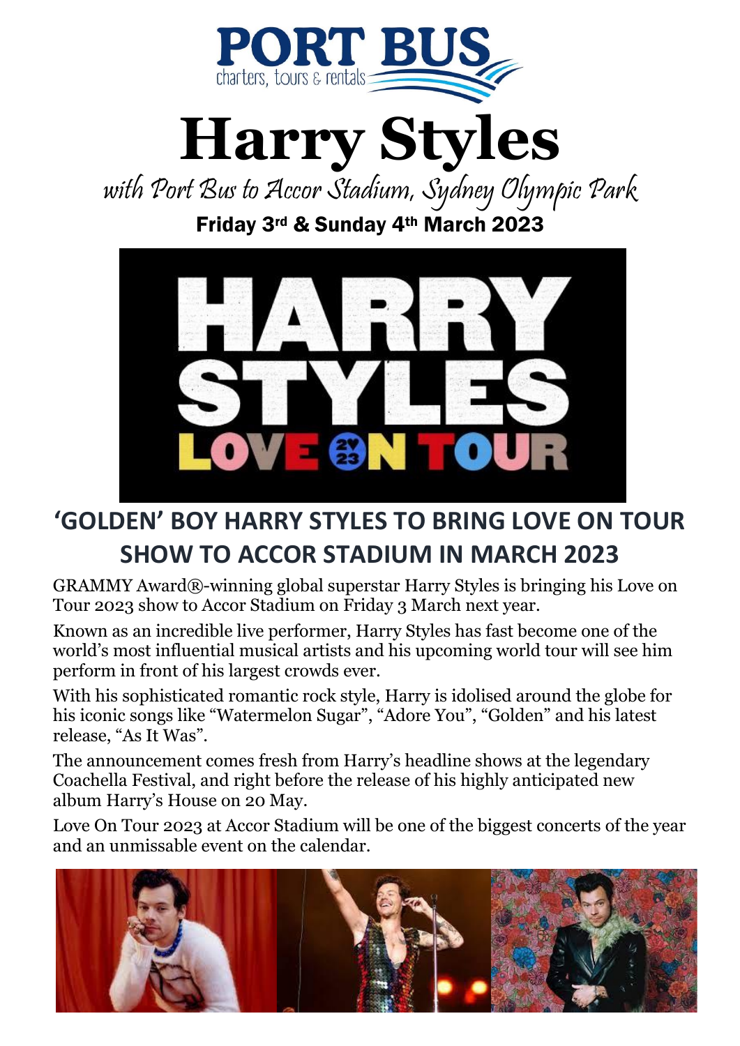PORT BUS
charters, tours & rentals

# Harry Styles

*with Port Bus to Accor Stadium, Sydney Olympic Park*

**Friday 3rd & Sunday 4th March 2023**

## 'GOLDEN' BOY HARRY STYLES TO BRING LOVE ON TOUR SHOW TO ACCOR STADIUM IN MARCH 2023

GRAMMY Award®-winning global superstar Harry Styles is bringing his Love on Tour 2023 show to Accor Stadium on Friday 3 March next year.

Known as an incredible live performer, Harry Styles has fast become one of the world's most influential musical artists and his upcoming world tour will see him perform in front of his largest crowds ever.

With his sophisticated romantic rock style, Harry is idolised around the globe for his iconic songs like "Watermelon Sugar", "Adore You", "Golden" and his latest release, "As It Was".

The announcement comes fresh from Harry's headline shows at the legendary Coachella Festival, and right before the release of his highly anticipated new album Harry's House on 20 May.

Love On Tour 2023 at Accor Stadium will be one of the biggest concerts of the year and an unmissable event on the calendar.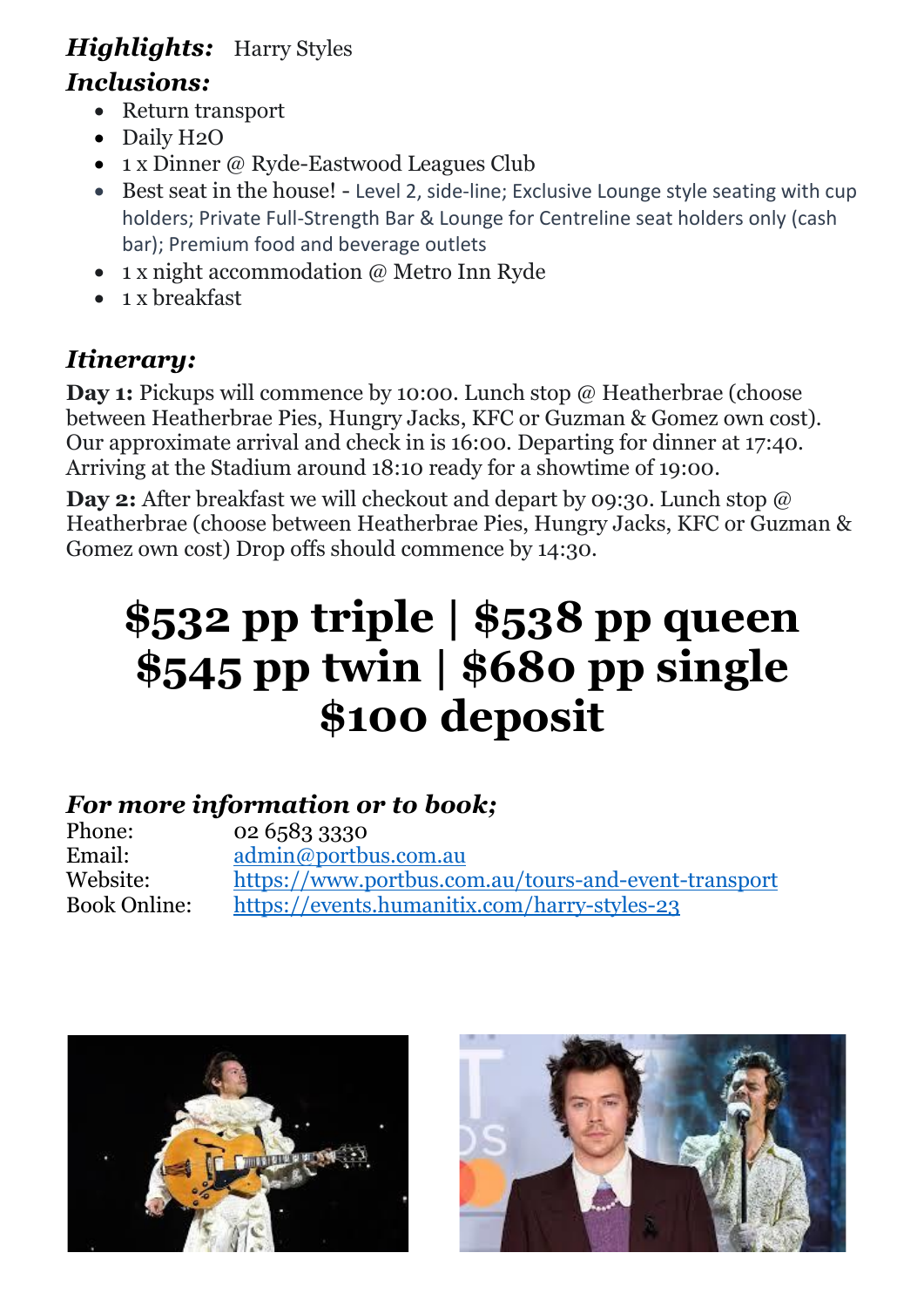***Highlights:*** Harry Styles

***Inclusions:***

- Return transport
- Daily $H_2O$
- 1 x Dinner @ Ryde-Eastwood Leagues Club
- Best seat in the house! - Level 2, side-line; Exclusive Lounge style seating with cup holders; Private Full-Strength Bar & Lounge for Centreline seat holders only (cash bar); Premium food and beverage outlets
- 1 x night accommodation @ Metro Inn Ryde
- 1 x breakfast

## *Itinerary:*

**Day 1:** Pickups will commence by 10:00. Lunch stop @ Heatherbrae (choose between Heatherbrae Pies, Hungry Jacks, KFC or Guzman & Gomez own cost). Our approximate arrival and check in is 16:00. Departing for dinner at 17:40. Arriving at the Stadium around 18:10 ready for a showtime of 19:00.

**Day 2:** After breakfast we will checkout and depart by 09:30. Lunch stop @ Heatherbrae (choose between Heatherbrae Pies, Hungry Jacks, KFC or Guzman & Gomez own cost) Drop offs should commence by 14:30.

# $532 pp triple | $538 pp queen
# $545 pp twin | $680 pp single
# $100 deposit

## *For more information or to book;*

| | |
|---|---|
| Phone: | 02 6583 3330 |
| Email: | admin@portbus.com.au |
| Website: | https://www.portbus.com.au/tours-and-event-transport |
| Book Online: | https://events.humanitix.com/harry-styles-23 |